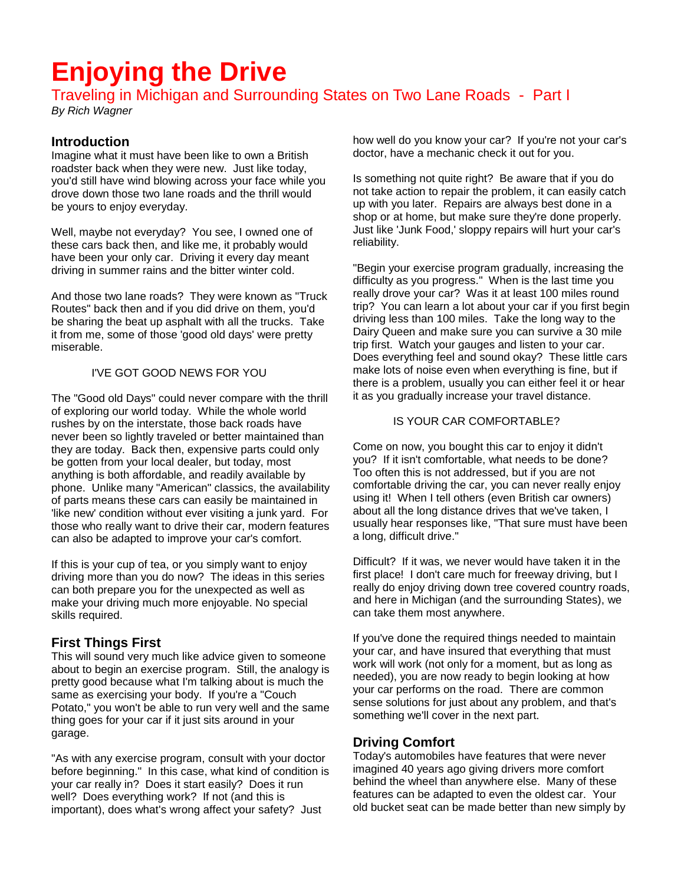# Enjoying the Drive

Traveling in Michigan and Surrounding States on Two Lane Roads - Part I

*By Rich Wagner*

## Introduction

Imagine what it must have been like to own a British roadster back when they were new. Just like today, you'd still have wind blowing across your face while you drove down those two lane roads and the thrill would be yours to enjoy everyday.

Well, maybe not everyday? You see, I owned one of these cars back then, and like me, it probably would have been your only car. Driving it every day meant driving in summer rains and the bitter winter cold.

And those two lane roads? They were known as "Truck Routes" back then and if you did drive on them, you'd be sharing the beat up asphalt with all the trucks. Take it from me, some of those 'good old days' were pretty miserable.

I'VE GOT GOOD NEWS FOR YOU

The "Good old Days" could never compare with the thrill of exploring our world today. While the whole world rushes by on the interstate, those back roads have never been so lightly traveled or better maintained than they are today. Back then, expensive parts could only be gotten from your local dealer, but today, most anything is both affordable, and readily available by phone. Unlike many "American" classics, the availability of parts means these cars can easily be maintained in 'like new' condition without ever visiting a junk yard. For those who really want to drive their car, modern features can also be adapted to improve your car's comfort.

If this is your cup of tea, or you simply want to enjoy driving more than you do now? The ideas in this series can both prepare you for the unexpected as well as make your driving much more enjoyable. No special skills required.

## First Things First

This will sound very much like advice given to someone about to begin an exercise program. Still, the analogy is pretty good because what I'm talking about is much the same as exercising your body. If you're a "Couch Potato," you won't be able to run very well and the same thing goes for your car if it just sits around in your garage.

"As with any exercise program, consult with your doctor before beginning." In this case, what kind of condition is your car really in? Does it start easily? Does it run well? Does everything work? If not (and this is important), does what's wrong affect your safety? Just how well do you know your car? If you're not your car's doctor, have a mechanic check it out for you.

Is something not quite right? Be aware that if you do not take action to repair the problem, it can easily catch up with you later. Repairs are always best done in a shop or at home, but make sure they're done properly. Just like 'Junk Food,' sloppy repairs will hurt your car's reliability.

"Begin your exercise program gradually, increasing the difficulty as you progress." When is the last time you really drove your car? Was it at least 100 miles round trip? You can learn a lot about your car if you first begin driving less than 100 miles. Take the long way to the Dairy Queen and make sure you can survive a 30 mile trip first. Watch your gauges and listen to your car. Does everything feel and sound okay? These little cars make lots of noise even when everything is fine, but if there is a problem, usually you can either feel it or hear it as you gradually increase your travel distance.

IS YOUR CAR COMFORTABLE?

Come on now, you bought this car to enjoy it didn't you? If it isn't comfortable, what needs to be done? Too often this is not addressed, but if you are not comfortable driving the car, you can never really enjoy using it! When I tell others (even British car owners) about all the long distance drives that we've taken, I usually hear responses like, "That sure must have been a long, difficult drive."

Difficult? If it was, we never would have taken it in the first place! I don't care much for freeway driving, but I really do enjoy driving down tree covered country roads, and here in Michigan (and the surrounding States), we can take them most anywhere.

If you've done the required things needed to maintain your car, and have insured that everything that must work will work (not only for a moment, but as long as needed), you are now ready to begin looking at how your car performs on the road. There are common sense solutions for just about any problem, and that's something we'll cover in the next part.

## Driving Comfort

Today's automobiles have features that were never imagined 40 years ago giving drivers more comfort behind the wheel than anywhere else. Many of these features can be adapted to even the oldest car. Your old bucket seat can be made better than new simply by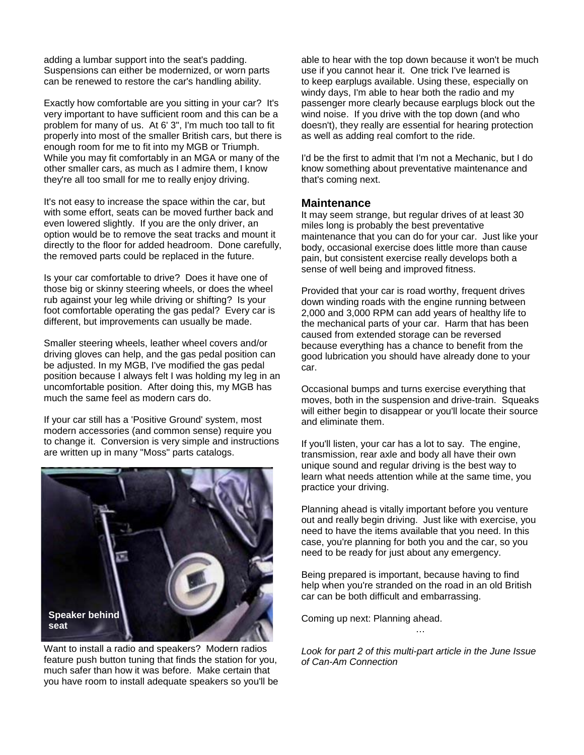adding a lumbar support into the seat's padding. Suspensions can either be modernized, or worn parts can be renewed to restore the car's handling ability.

Exactly how comfortable are you sitting in your car? It's very important to have sufficient room and this can be a problem for many of us. At 6' 3", I'm much too tall to fit properly into most of the smaller British cars, but there is enough room for me to fit into my MGB or Triumph. While you may fit comfortably in an MGA or many of the other smaller cars, as much as I admire them, I know they're all too small for me to really enjoy driving.

It's not easy to increase the space within the car, but with some effort, seats can be moved further back and even lowered slightly. If you are the only driver, an option would be to remove the seat tracks and mount it directly to the floor for added headroom. Done carefully, the removed parts could be replaced in the future.

Is your car comfortable to drive? Does it have one of those big or skinny steering wheels, or does the wheel rub against your leg while driving or shifting? Is your foot comfortable operating the gas pedal? Every car is different, but improvements can usually be made.

Smaller steering wheels, leather wheel covers and/or driving gloves can help, and the gas pedal position can be adjusted. In my MGB, I've modified the gas pedal position because I always felt I was holding my leg in an uncomfortable position. After doing this, my MGB has much the same feel as modern cars do.

If your car still has a 'Positive Ground' system, most modern accessories (and common sense) require you to change it. Conversion is very simple and instructions are written up in many "Moss" parts catalogs.

**Speaker behind seat**

Want to install a radio and speakers? Modern radios feature push button tuning that finds the station for you, much safer than how it was before. Make certain that you have room to install adequate speakers so you'll be able to hear with the top down because it won't be much use if you cannot hear it. One trick I've learned is to keep earplugs available. Using these, especially on windy days, I'm able to hear both the radio and my passenger more clearly because earplugs block out the wind noise. If you drive with the top down (and who doesn't), they really are essential for hearing protection as well as adding real comfort to the ride.

I'd be the first to admit that I'm not a Mechanic, but I do know something about preventative maintenance and that's coming next.

## Maintenance

It may seem strange, but regular drives of at least 30 miles long is probably the best preventative maintenance that you can do for your car. Just like your body, occasional exercise does little more than cause pain, but consistent exercise really develops both a sense of well being and improved fitness.

Provided that your car is road worthy, frequent drives down winding roads with the engine running between 2,000 and 3,000 RPM can add years of healthy life to the mechanical parts of your car. Harm that has been caused from extended storage can be reversed because everything has a chance to benefit from the good lubrication you should have already done to your car.

Occasional bumps and turns exercise everything that moves, both in the suspension and drive-train. Squeaks will either begin to disappear or you'll locate their source and eliminate them.

If you'll listen, your car has a lot to say. The engine, transmission, rear axle and body all have their own unique sound and regular driving is the best way to learn what needs attention while at the same time, you practice your driving.

Planning ahead is vitally important before you venture out and really begin driving. Just like with exercise, you need to have the items available that you need. In this case, you're planning for both you and the car, so you need to be ready for just about any emergency.

Being prepared is important, because having to find help when you're stranded on the road in an old British car can be both difficult and embarrassing.

Coming up next: Planning ahead.

…

*Look for part 2 of this multi-part article in the June Issue of Can-Am Connection*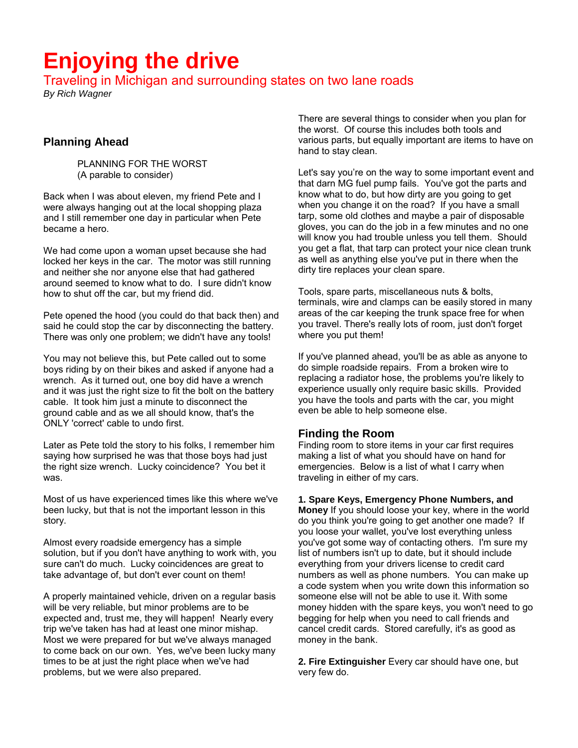# Enjoying the drive

Traveling in Michigan and surrounding states on two lane roads

*By Rich Wagner*

## Planning Ahead

PLANNING FOR THE WORST
(A parable to consider)

Back when I was about eleven, my friend Pete and I were always hanging out at the local shopping plaza and I still remember one day in particular when Pete became a hero.

We had come upon a woman upset because she had locked her keys in the car. The motor was still running and neither she nor anyone else that had gathered around seemed to know what to do. I sure didn't know how to shut off the car, but my friend did.

Pete opened the hood (you could do that back then) and said he could stop the car by disconnecting the battery. There was only one problem; we didn't have any tools!

You may not believe this, but Pete called out to some boys riding by on their bikes and asked if anyone had a wrench. As it turned out, one boy did have a wrench and it was just the right size to fit the bolt on the battery cable. It took him just a minute to disconnect the ground cable and as we all should know, that's the ONLY 'correct' cable to undo first.

Later as Pete told the story to his folks, I remember him saying how surprised he was that those boys had just the right size wrench. Lucky coincidence? You bet it was.

Most of us have experienced times like this where we've been lucky, but that is not the important lesson in this story.

Almost every roadside emergency has a simple solution, but if you don't have anything to work with, you sure can't do much. Lucky coincidences are great to take advantage of, but don't ever count on them!

A properly maintained vehicle, driven on a regular basis will be very reliable, but minor problems are to be expected and, trust me, they will happen! Nearly every trip we've taken has had at least one minor mishap. Most we were prepared for but we've always managed to come back on our own. Yes, we've been lucky many times to be at just the right place when we've had problems, but we were also prepared.

There are several things to consider when you plan for the worst. Of course this includes both tools and various parts, but equally important are items to have on hand to stay clean.

Let's say you're on the way to some important event and that darn MG fuel pump fails. You've got the parts and know what to do, but how dirty are you going to get when you change it on the road? If you have a small tarp, some old clothes and maybe a pair of disposable gloves, you can do the job in a few minutes and no one will know you had trouble unless you tell them. Should you get a flat, that tarp can protect your nice clean trunk as well as anything else you've put in there when the dirty tire replaces your clean spare.

Tools, spare parts, miscellaneous nuts & bolts, terminals, wire and clamps can be easily stored in many areas of the car keeping the trunk space free for when you travel. There's really lots of room, just don't forget where you put them!

If you've planned ahead, you'll be as able as anyone to do simple roadside repairs. From a broken wire to replacing a radiator hose, the problems you're likely to experience usually only require basic skills. Provided you have the tools and parts with the car, you might even be able to help someone else.

### Finding the Room

Finding room to store items in your car first requires making a list of what you should have on hand for emergencies. Below is a list of what I carry when traveling in either of my cars.

**1. Spare Keys, Emergency Phone Numbers, and Money** If you should loose your key, where in the world do you think you're going to get another one made? If you loose your wallet, you've lost everything unless you've got some way of contacting others. I'm sure my list of numbers isn't up to date, but it should include everything from your drivers license to credit card numbers as well as phone numbers. You can make up a code system when you write down this information so someone else will not be able to use it. With some money hidden with the spare keys, you won't need to go begging for help when you need to call friends and cancel credit cards. Stored carefully, it's as good as money in the bank.

**2. Fire Extinguisher** Every car should have one, but very few do.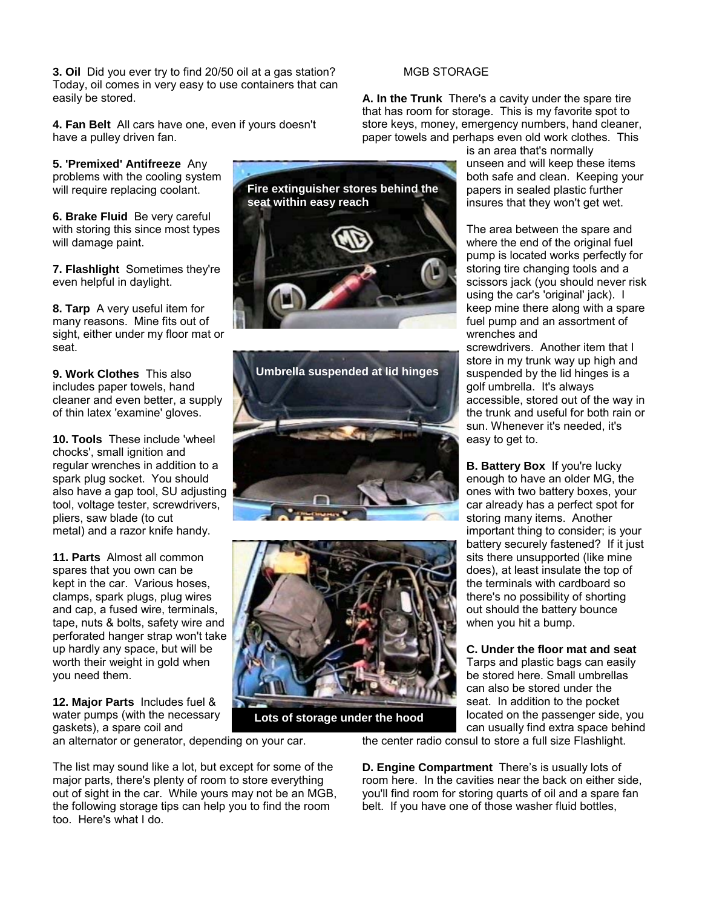**3. Oil** Did you ever try to find 20/50 oil at a gas station? Today, oil comes in very easy to use containers that can easily be stored.

**4. Fan Belt** All cars have one, even if yours doesn't have a pulley driven fan.

**5. 'Premixed' Antifreeze** Any problems with the cooling system will require replacing coolant.

**6. Brake Fluid** Be very careful with storing this since most types will damage paint.

**7. Flashlight** Sometimes they're even helpful in daylight.

**8. Tarp** A very useful item for many reasons. Mine fits out of sight, either under my floor mat or seat.

**9. Work Clothes** This also includes paper towels, hand cleaner and even better, a supply of thin latex 'examine' gloves.

**10. Tools** These include 'wheel chocks', small ignition and regular wrenches in addition to a spark plug socket. You should also have a gap tool, SU adjusting tool, voltage tester, screwdrivers, pliers, saw blade (to cut metal) and a razor knife handy.

**11. Parts** Almost all common spares that you own can be kept in the car. Various hoses, clamps, spark plugs, plug wires and cap, a fused wire, terminals, tape, nuts & bolts, safety wire and perforated hanger strap won't take up hardly any space, but will be worth their weight in gold when you need them.

**12. Major Parts** Includes fuel & water pumps (with the necessary gaskets), a spare coil and an alternator or generator, depending on your car.

The list may sound like a lot, but except for some of the major parts, there's plenty of room to store everything out of sight in the car. While yours may not be an MGB, the following storage tips can help you to find the room too. Here's what I do.

Fire extinguisher stores behind the seat within easy reach

Umbrella suspended at lid hinges

Lots of storage under the hood

MGB STORAGE

**A. In the Trunk** There's a cavity under the spare tire that has room for storage. This is my favorite spot to store keys, money, emergency numbers, hand cleaner, paper towels and perhaps even old work clothes. This is an area that's normally unseen and will keep these items both safe and clean. Keeping your papers in sealed plastic further insures that they won't get wet.

The area between the spare and where the end of the original fuel pump is located works perfectly for storing tire changing tools and a scissors jack (you should never risk using the car's 'original' jack). I keep mine there along with a spare fuel pump and an assortment of wrenches and screwdrivers. Another item that I store in my trunk way up high and suspended by the lid hinges is a golf umbrella. It's always accessible, stored out of the way in the trunk and useful for both rain or sun. Whenever it's needed, it's easy to get to.

**B. Battery Box** If you're lucky enough to have an older MG, the ones with two battery boxes, your car already has a perfect spot for storing many items. Another important thing to consider; is your battery securely fastened? If it just sits there unsupported (like mine does), at least insulate the top of the terminals with cardboard so there's no possibility of shorting out should the battery bounce when you hit a bump.

**C. Under the floor mat and seat** Tarps and plastic bags can easily be stored here. Small umbrellas can also be stored under the seat. In addition to the pocket located on the passenger side, you can usually find extra space behind the center radio consul to store a full size Flashlight.

**D. Engine Compartment** There's is usually lots of room here. In the cavities near the back on either side, you'll find room for storing quarts of oil and a spare fan belt. If you have one of those washer fluid bottles,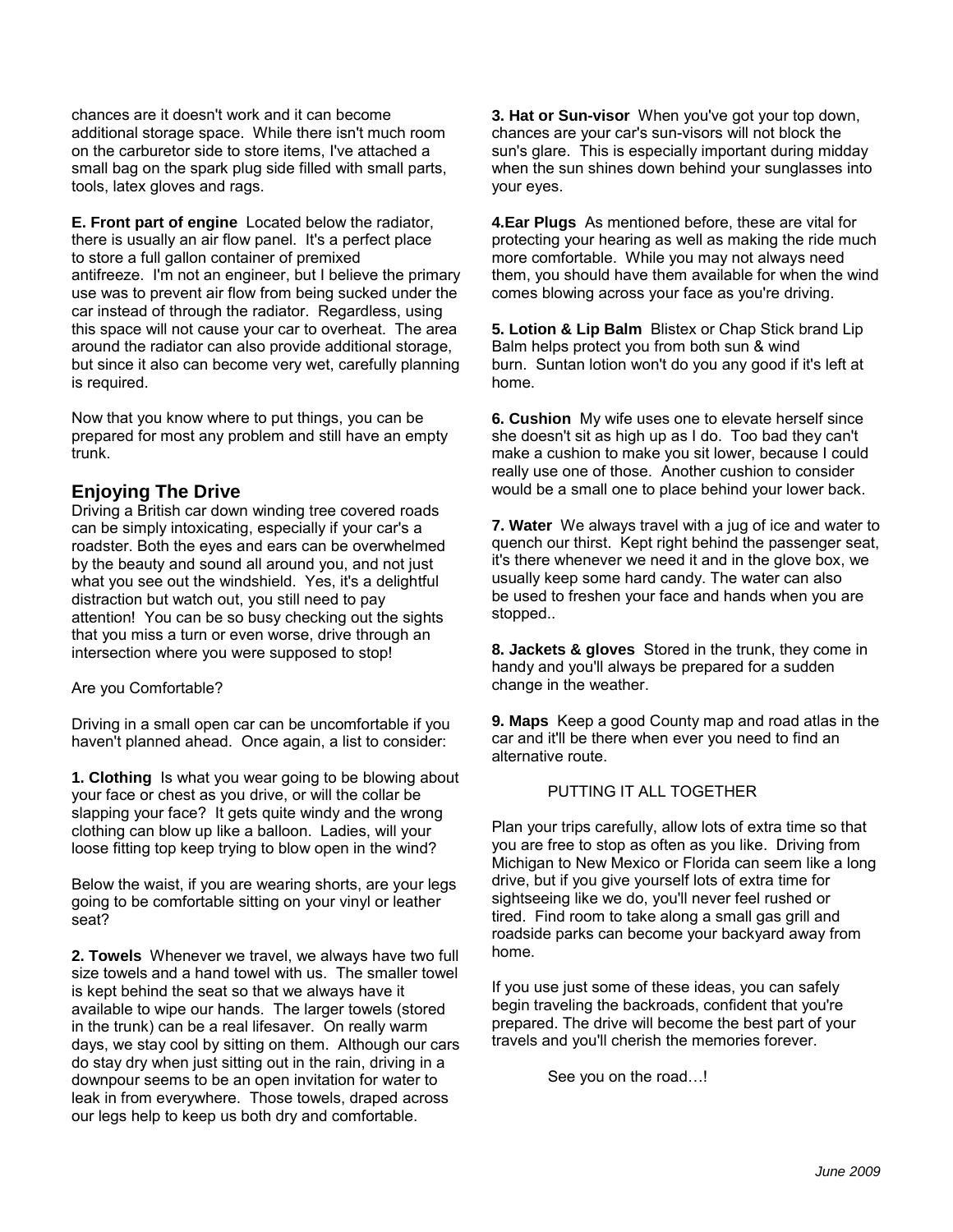chances are it doesn't work and it can become additional storage space. While there isn't much room on the carburetor side to store items, I've attached a small bag on the spark plug side filled with small parts, tools, latex gloves and rags.

**E. Front part of engine** Located below the radiator, there is usually an air flow panel. It's a perfect place to store a full gallon container of premixed antifreeze. I'm not an engineer, but I believe the primary use was to prevent air flow from being sucked under the car instead of through the radiator. Regardless, using this space will not cause your car to overheat. The area around the radiator can also provide additional storage, but since it also can become very wet, carefully planning is required.

Now that you know where to put things, you can be prepared for most any problem and still have an empty trunk.

## Enjoying The Drive

Driving a British car down winding tree covered roads can be simply intoxicating, especially if your car's a roadster. Both the eyes and ears can be overwhelmed by the beauty and sound all around you, and not just what you see out the windshield. Yes, it's a delightful distraction but watch out, you still need to pay attention! You can be so busy checking out the sights that you miss a turn or even worse, drive through an intersection where you were supposed to stop!

Are you Comfortable?

Driving in a small open car can be uncomfortable if you haven't planned ahead. Once again, a list to consider:

**1. Clothing** Is what you wear going to be blowing about your face or chest as you drive, or will the collar be slapping your face? It gets quite windy and the wrong clothing can blow up like a balloon. Ladies, will your loose fitting top keep trying to blow open in the wind?

Below the waist, if you are wearing shorts, are your legs going to be comfortable sitting on your vinyl or leather seat?

**2. Towels** Whenever we travel, we always have two full size towels and a hand towel with us. The smaller towel is kept behind the seat so that we always have it available to wipe our hands. The larger towels (stored in the trunk) can be a real lifesaver. On really warm days, we stay cool by sitting on them. Although our cars do stay dry when just sitting out in the rain, driving in a downpour seems to be an open invitation for water to leak in from everywhere. Those towels, draped across our legs help to keep us both dry and comfortable.

**3. Hat or Sun-visor** When you've got your top down, chances are your car's sun-visors will not block the sun's glare. This is especially important during midday when the sun shines down behind your sunglasses into your eyes.

**4.Ear Plugs** As mentioned before, these are vital for protecting your hearing as well as making the ride much more comfortable. While you may not always need them, you should have them available for when the wind comes blowing across your face as you're driving.

**5. Lotion & Lip Balm** Blistex or Chap Stick brand Lip Balm helps protect you from both sun & wind burn. Suntan lotion won't do you any good if it's left at home.

**6. Cushion** My wife uses one to elevate herself since she doesn't sit as high up as I do. Too bad they can't make a cushion to make you sit lower, because I could really use one of those. Another cushion to consider would be a small one to place behind your lower back.

**7. Water** We always travel with a jug of ice and water to quench our thirst. Kept right behind the passenger seat, it's there whenever we need it and in the glove box, we usually keep some hard candy. The water can also be used to freshen your face and hands when you are stopped..

**8. Jackets & gloves** Stored in the trunk, they come in handy and you'll always be prepared for a sudden change in the weather.

**9. Maps** Keep a good County map and road atlas in the car and it'll be there when ever you need to find an alternative route.

PUTTING IT ALL TOGETHER

Plan your trips carefully, allow lots of extra time so that you are free to stop as often as you like. Driving from Michigan to New Mexico or Florida can seem like a long drive, but if you give yourself lots of extra time for sightseeing like we do, you'll never feel rushed or tired. Find room to take along a small gas grill and roadside parks can become your backyard away from home.

If you use just some of these ideas, you can safely begin traveling the backroads, confident that you're prepared. The drive will become the best part of your travels and you'll cherish the memories forever.

See you on the road…!

*June 2009*